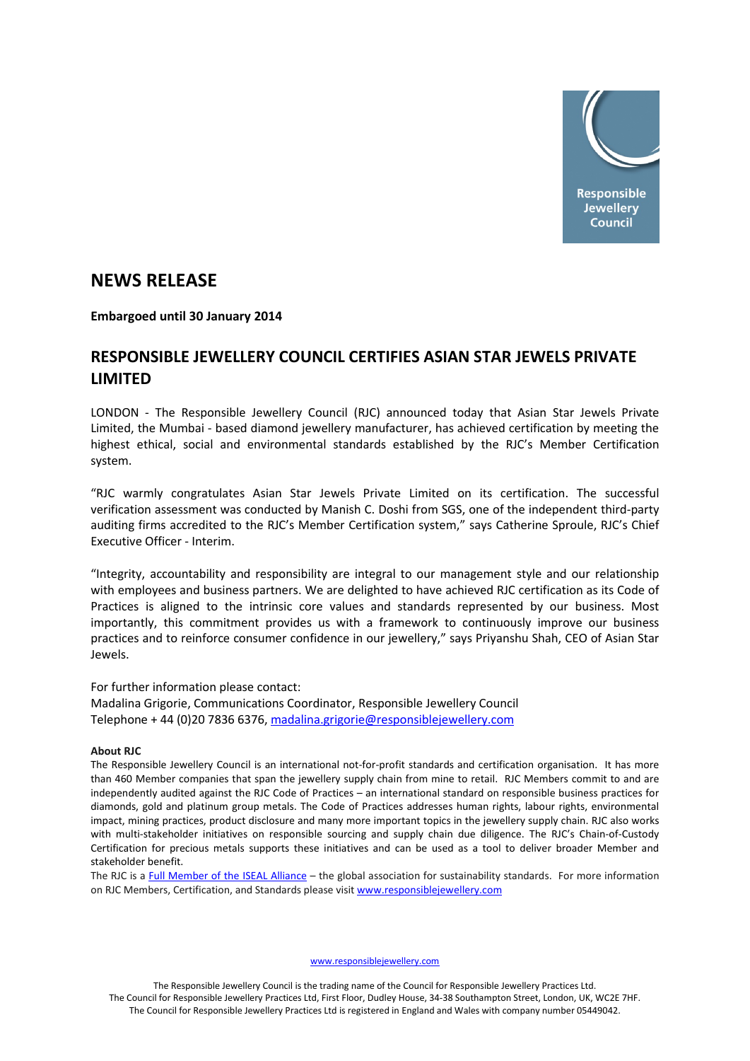Responsible Jewellery Council

# NEWS RELEASE

**Embargoed until 30 January 2014**

## RESPONSIBLE JEWELLERY COUNCIL CERTIFIES ASIAN STAR JEWELS PRIVATE LIMITED

LONDON - The Responsible Jewellery Council (RJC) announced today that Asian Star Jewels Private Limited, the Mumbai - based diamond jewellery manufacturer, has achieved certification by meeting the highest ethical, social and environmental standards established by the RJC's Member Certification system.

"RJC warmly congratulates Asian Star Jewels Private Limited on its certification. The successful verification assessment was conducted by Manish C. Doshi from SGS, one of the independent third-party auditing firms accredited to the RJC's Member Certification system," says Catherine Sproule, RJC's Chief Executive Officer - Interim.

"Integrity, accountability and responsibility are integral to our management style and our relationship with employees and business partners. We are delighted to have achieved RJC certification as its Code of Practices is aligned to the intrinsic core values and standards represented by our business. Most importantly, this commitment provides us with a framework to continuously improve our business practices and to reinforce consumer confidence in our jewellery," says Priyanshu Shah, CEO of Asian Star Jewels.

For further information please contact:
Madalina Grigorie, Communications Coordinator, Responsible Jewellery Council
Telephone + 44 (0)20 7836 6376, madalina.grigorie@responsiblejewellery.com

**About RJC**

The Responsible Jewellery Council is an international not-for-profit standards and certification organisation. It has more than 460 Member companies that span the jewellery supply chain from mine to retail. RJC Members commit to and are independently audited against the RJC Code of Practices – an international standard on responsible business practices for diamonds, gold and platinum group metals. The Code of Practices addresses human rights, labour rights, environmental impact, mining practices, product disclosure and many more important topics in the jewellery supply chain. RJC also works with multi-stakeholder initiatives on responsible sourcing and supply chain due diligence. The RJC's Chain-of-Custody Certification for precious metals supports these initiatives and can be used as a tool to deliver broader Member and stakeholder benefit.

The RJC is a Full Member of the ISEAL Alliance – the global association for sustainability standards. For more information on RJC Members, Certification, and Standards please visit www.responsiblejewellery.com

www.responsiblejewellery.com

The Responsible Jewellery Council is the trading name of the Council for Responsible Jewellery Practices Ltd.
The Council for Responsible Jewellery Practices Ltd, First Floor, Dudley House, 34-38 Southampton Street, London, UK, WC2E 7HF.
The Council for Responsible Jewellery Practices Ltd is registered in England and Wales with company number 05449042.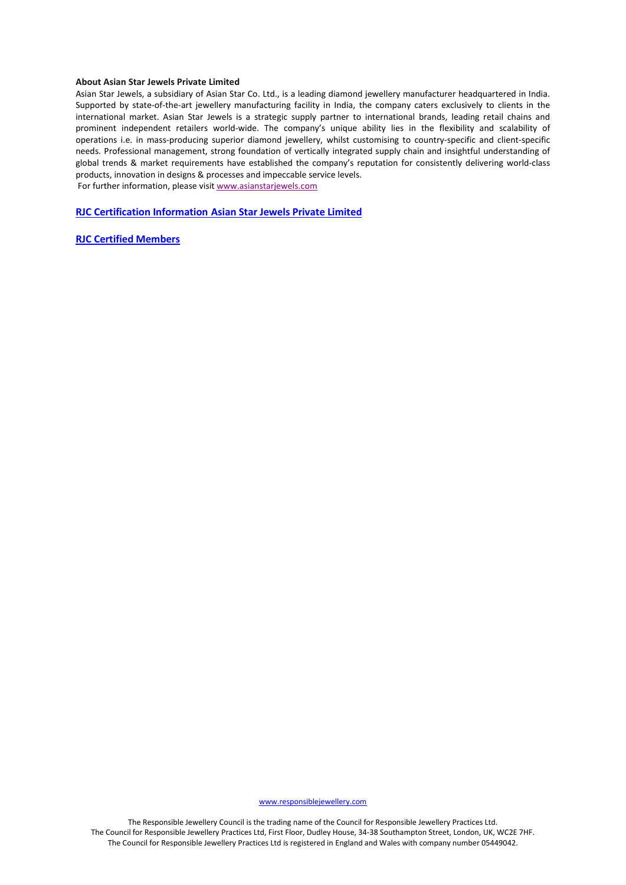**About Asian Star Jewels Private Limited**

Asian Star Jewels, a subsidiary of Asian Star Co. Ltd., is a leading diamond jewellery manufacturer headquartered in India. Supported by state-of-the-art jewellery manufacturing facility in India, the company caters exclusively to clients in the international market. Asian Star Jewels is a strategic supply partner to international brands, leading retail chains and prominent independent retailers world-wide. The company's unique ability lies in the flexibility and scalability of operations i.e. in mass-producing superior diamond jewellery, whilst customising to country-specific and client-specific needs. Professional management, strong foundation of vertically integrated supply chain and insightful understanding of global trends & market requirements have established the company's reputation for consistently delivering world-class products, innovation in designs & processes and impeccable service levels.

For further information, please visit www.asianstarjewels.com

**RJC Certification Information Asian Star Jewels Private Limited**

**RJC Certified Members**

www.responsiblejewellery.com

The Responsible Jewellery Council is the trading name of the Council for Responsible Jewellery Practices Ltd.
The Council for Responsible Jewellery Practices Ltd, First Floor, Dudley House, 34-38 Southampton Street, London, UK, WC2E 7HF.
The Council for Responsible Jewellery Practices Ltd is registered in England and Wales with company number 05449042.